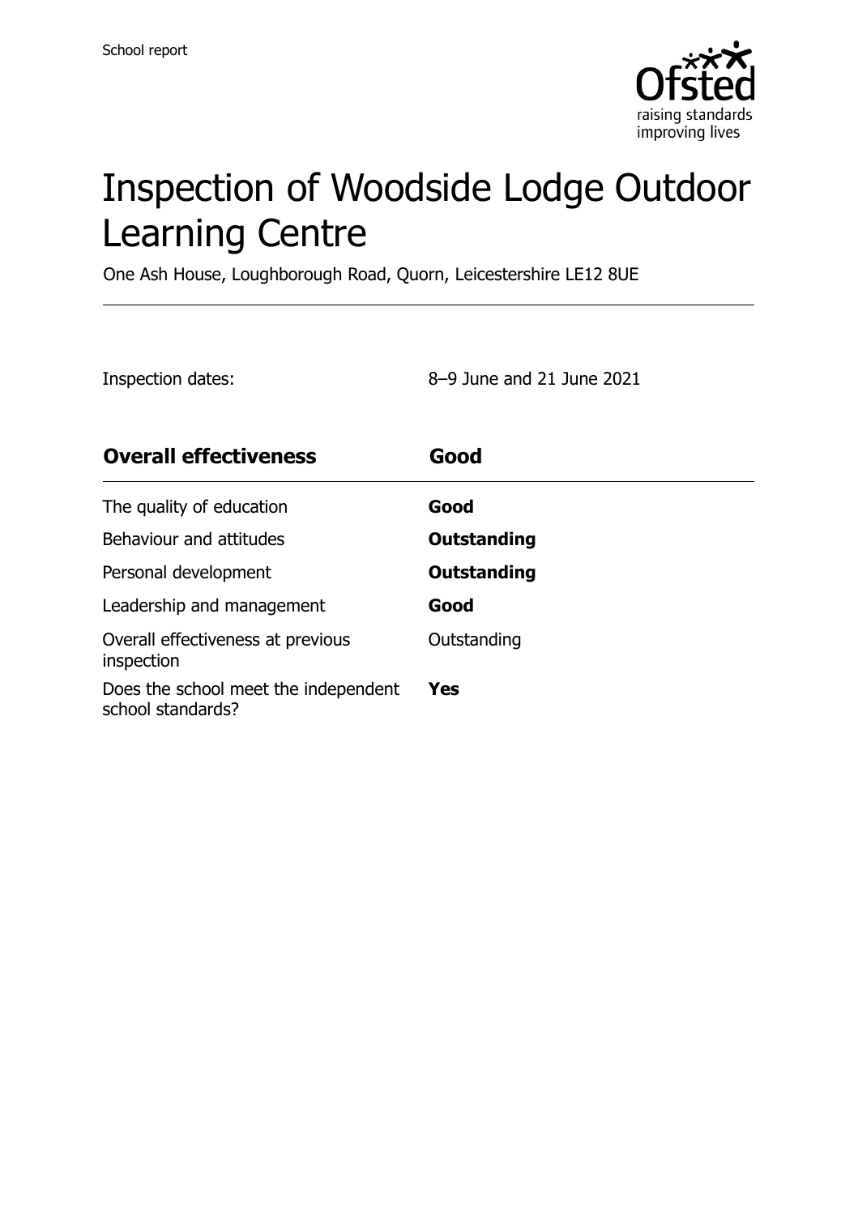School report

# Inspection of Woodside Lodge Outdoor Learning Centre

One Ash House, Loughborough Road, Quorn, Leicestershire LE12 8UE

Inspection dates: 8–9 June and 21 June 2021

| **Overall effectiveness** | **Good** |
|---|---|
| The quality of education | **Good** |
| Behaviour and attitudes | **Outstanding** |
| Personal development | **Outstanding** |
| Leadership and management | **Good** |
| Overall effectiveness at previous inspection | Outstanding |
| Does the school meet the independent school standards? | **Yes** |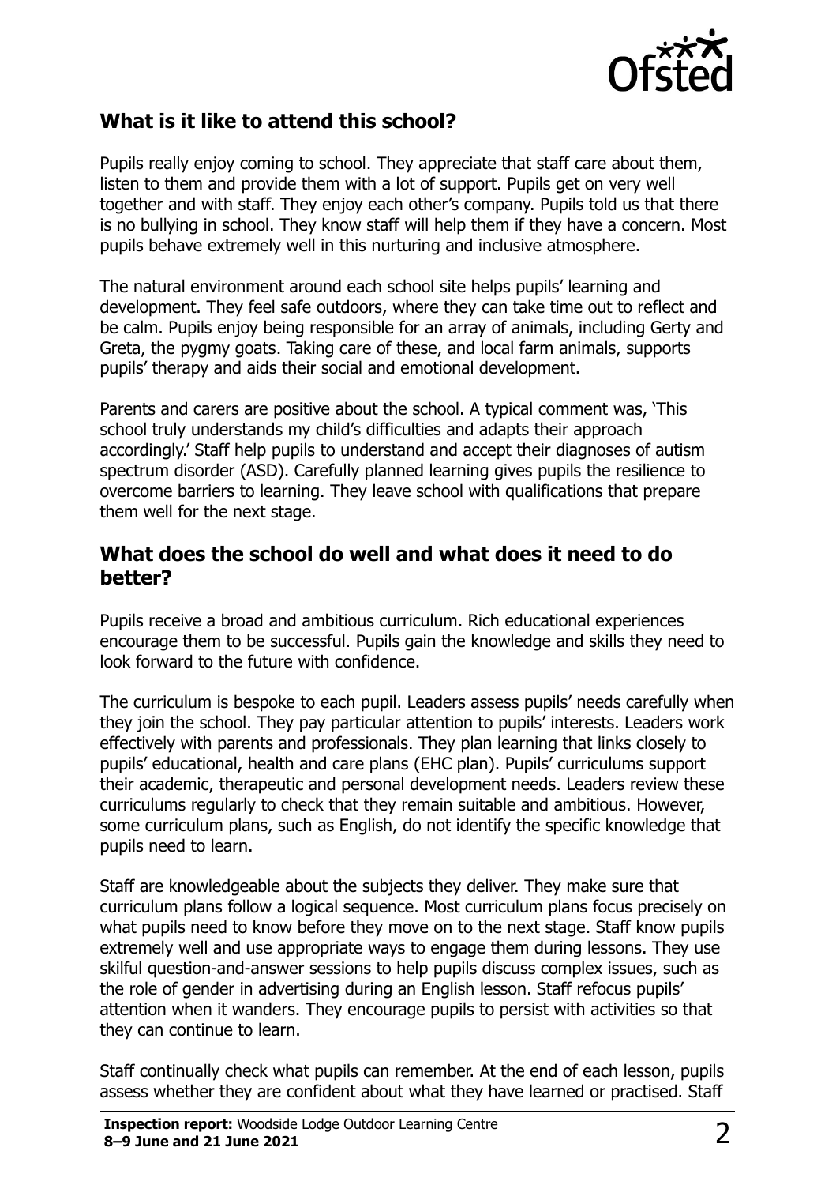## What is it like to attend this school?

Pupils really enjoy coming to school. They appreciate that staff care about them, listen to them and provide them with a lot of support. Pupils get on very well together and with staff. They enjoy each other's company. Pupils told us that there is no bullying in school. They know staff will help them if they have a concern. Most pupils behave extremely well in this nurturing and inclusive atmosphere.

The natural environment around each school site helps pupils' learning and development. They feel safe outdoors, where they can take time out to reflect and be calm. Pupils enjoy being responsible for an array of animals, including Gerty and Greta, the pygmy goats. Taking care of these, and local farm animals, supports pupils' therapy and aids their social and emotional development.

Parents and carers are positive about the school. A typical comment was, 'This school truly understands my child's difficulties and adapts their approach accordingly.' Staff help pupils to understand and accept their diagnoses of autism spectrum disorder (ASD). Carefully planned learning gives pupils the resilience to overcome barriers to learning. They leave school with qualifications that prepare them well for the next stage.

## What does the school do well and what does it need to do better?

Pupils receive a broad and ambitious curriculum. Rich educational experiences encourage them to be successful. Pupils gain the knowledge and skills they need to look forward to the future with confidence.

The curriculum is bespoke to each pupil. Leaders assess pupils' needs carefully when they join the school. They pay particular attention to pupils' interests. Leaders work effectively with parents and professionals. They plan learning that links closely to pupils' educational, health and care plans (EHC plan). Pupils' curriculums support their academic, therapeutic and personal development needs. Leaders review these curriculums regularly to check that they remain suitable and ambitious. However, some curriculum plans, such as English, do not identify the specific knowledge that pupils need to learn.

Staff are knowledgeable about the subjects they deliver. They make sure that curriculum plans follow a logical sequence. Most curriculum plans focus precisely on what pupils need to know before they move on to the next stage. Staff know pupils extremely well and use appropriate ways to engage them during lessons. They use skilful question-and-answer sessions to help pupils discuss complex issues, such as the role of gender in advertising during an English lesson. Staff refocus pupils' attention when it wanders. They encourage pupils to persist with activities so that they can continue to learn.

Staff continually check what pupils can remember. At the end of each lesson, pupils assess whether they are confident about what they have learned or practised. Staff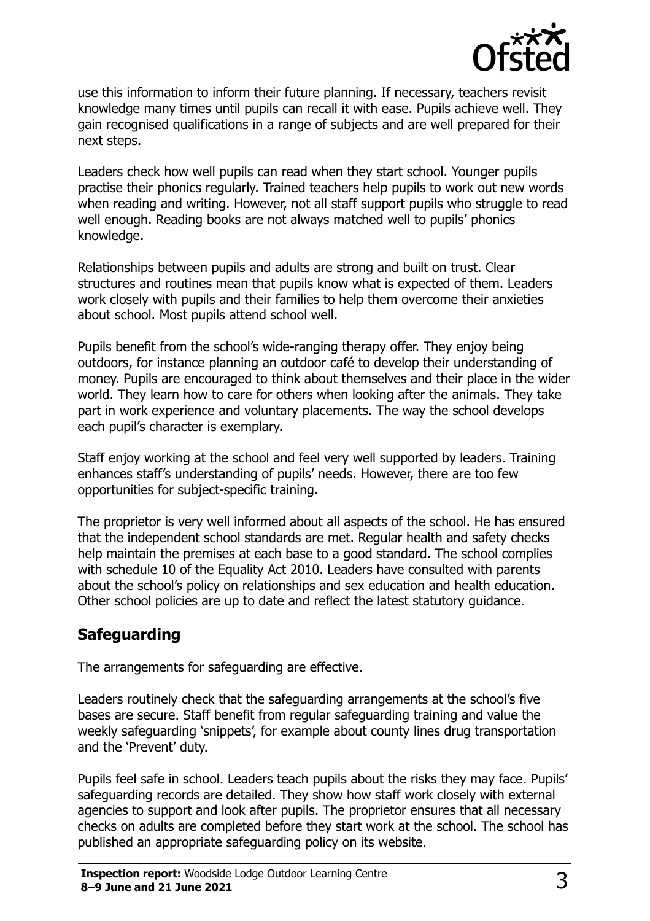use this information to inform their future planning. If necessary, teachers revisit knowledge many times until pupils can recall it with ease. Pupils achieve well. They gain recognised qualifications in a range of subjects and are well prepared for their next steps.

Leaders check how well pupils can read when they start school. Younger pupils practise their phonics regularly. Trained teachers help pupils to work out new words when reading and writing. However, not all staff support pupils who struggle to read well enough. Reading books are not always matched well to pupils' phonics knowledge.

Relationships between pupils and adults are strong and built on trust. Clear structures and routines mean that pupils know what is expected of them. Leaders work closely with pupils and their families to help them overcome their anxieties about school. Most pupils attend school well.

Pupils benefit from the school's wide-ranging therapy offer. They enjoy being outdoors, for instance planning an outdoor café to develop their understanding of money. Pupils are encouraged to think about themselves and their place in the wider world. They learn how to care for others when looking after the animals. They take part in work experience and voluntary placements. The way the school develops each pupil's character is exemplary.

Staff enjoy working at the school and feel very well supported by leaders. Training enhances staff's understanding of pupils' needs. However, there are too few opportunities for subject-specific training.

The proprietor is very well informed about all aspects of the school. He has ensured that the independent school standards are met. Regular health and safety checks help maintain the premises at each base to a good standard. The school complies with schedule 10 of the Equality Act 2010. Leaders have consulted with parents about the school's policy on relationships and sex education and health education. Other school policies are up to date and reflect the latest statutory guidance.

## Safeguarding

The arrangements for safeguarding are effective.

Leaders routinely check that the safeguarding arrangements at the school's five bases are secure. Staff benefit from regular safeguarding training and value the weekly safeguarding 'snippets', for example about county lines drug transportation and the 'Prevent' duty.

Pupils feel safe in school. Leaders teach pupils about the risks they may face. Pupils' safeguarding records are detailed. They show how staff work closely with external agencies to support and look after pupils. The proprietor ensures that all necessary checks on adults are completed before they start work at the school. The school has published an appropriate safeguarding policy on its website.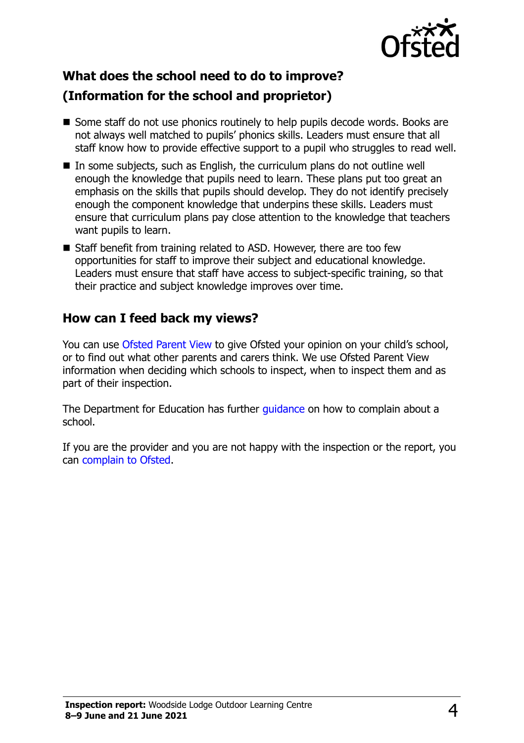## What does the school need to do to improve?
## (Information for the school and proprietor)

- Some staff do not use phonics routinely to help pupils decode words. Books are not always well matched to pupils' phonics skills. Leaders must ensure that all staff know how to provide effective support to a pupil who struggles to read well.
- In some subjects, such as English, the curriculum plans do not outline well enough the knowledge that pupils need to learn. These plans put too great an emphasis on the skills that pupils should develop. They do not identify precisely enough the component knowledge that underpins these skills. Leaders must ensure that curriculum plans pay close attention to the knowledge that teachers want pupils to learn.
- Staff benefit from training related to ASD. However, there are too few opportunities for staff to improve their subject and educational knowledge. Leaders must ensure that staff have access to subject-specific training, so that their practice and subject knowledge improves over time.

## How can I feed back my views?

You can use Ofsted Parent View to give Ofsted your opinion on your child's school, or to find out what other parents and carers think. We use Ofsted Parent View information when deciding which schools to inspect, when to inspect them and as part of their inspection.

The Department for Education has further guidance on how to complain about a school.

If you are the provider and you are not happy with the inspection or the report, you can complain to Ofsted.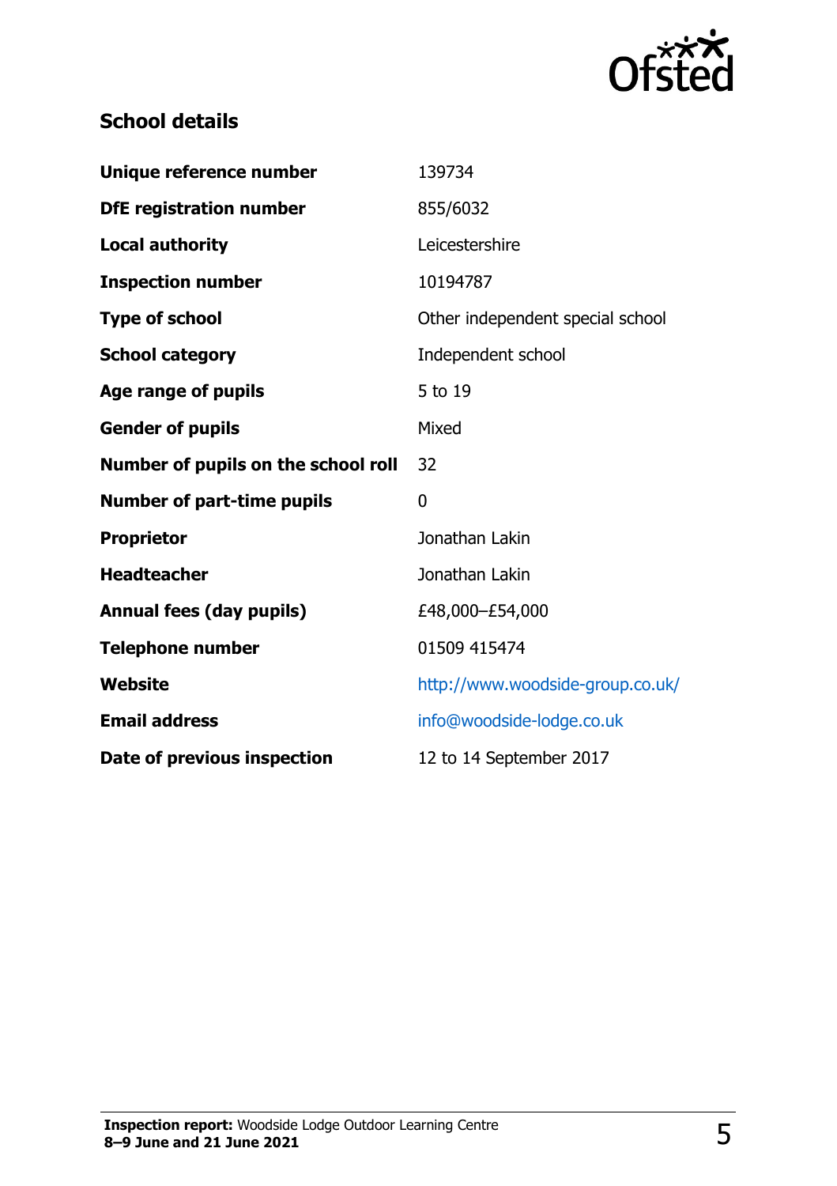## School details

| | |
|---|---|
| **Unique reference number** | 139734 |
| **DfE registration number** | 855/6032 |
| **Local authority** | Leicestershire |
| **Inspection number** | 10194787 |
| **Type of school** | Other independent special school |
| **School category** | Independent school |
| **Age range of pupils** | 5 to 19 |
| **Gender of pupils** | Mixed |
| **Number of pupils on the school roll** | 32 |
| **Number of part-time pupils** | 0 |
| **Proprietor** | Jonathan Lakin |
| **Headteacher** | Jonathan Lakin |
| **Annual fees (day pupils)** | £48,000–£54,000 |
| **Telephone number** | 01509 415474 |
| **Website** | http://www.woodside-group.co.uk/ |
| **Email address** | info@woodside-lodge.co.uk |
| **Date of previous inspection** | 12 to 14 September 2017 |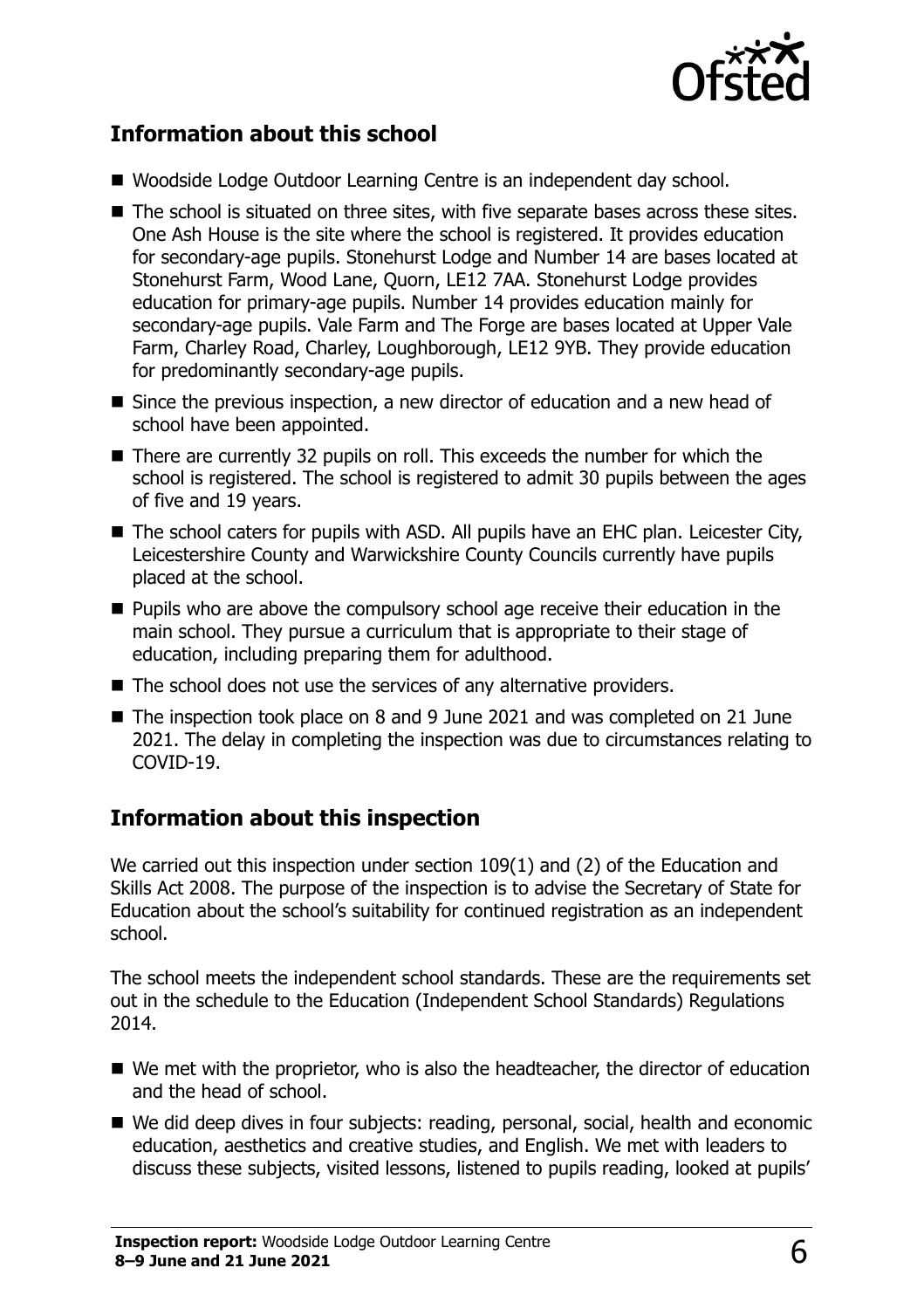## Information about this school

- Woodside Lodge Outdoor Learning Centre is an independent day school.
- The school is situated on three sites, with five separate bases across these sites. One Ash House is the site where the school is registered. It provides education for secondary-age pupils. Stonehurst Lodge and Number 14 are bases located at Stonehurst Farm, Wood Lane, Quorn, LE12 7AA. Stonehurst Lodge provides education for primary-age pupils. Number 14 provides education mainly for secondary-age pupils. Vale Farm and The Forge are bases located at Upper Vale Farm, Charley Road, Charley, Loughborough, LE12 9YB. They provide education for predominantly secondary-age pupils.
- Since the previous inspection, a new director of education and a new head of school have been appointed.
- There are currently 32 pupils on roll. This exceeds the number for which the school is registered. The school is registered to admit 30 pupils between the ages of five and 19 years.
- The school caters for pupils with ASD. All pupils have an EHC plan. Leicester City, Leicestershire County and Warwickshire County Councils currently have pupils placed at the school.
- Pupils who are above the compulsory school age receive their education in the main school. They pursue a curriculum that is appropriate to their stage of education, including preparing them for adulthood.
- The school does not use the services of any alternative providers.
- The inspection took place on 8 and 9 June 2021 and was completed on 21 June 2021. The delay in completing the inspection was due to circumstances relating to COVID-19.

## Information about this inspection

We carried out this inspection under section 109(1) and (2) of the Education and Skills Act 2008. The purpose of the inspection is to advise the Secretary of State for Education about the school's suitability for continued registration as an independent school.

The school meets the independent school standards. These are the requirements set out in the schedule to the Education (Independent School Standards) Regulations 2014.

- We met with the proprietor, who is also the headteacher, the director of education and the head of school.
- We did deep dives in four subjects: reading, personal, social, health and economic education, aesthetics and creative studies, and English. We met with leaders to discuss these subjects, visited lessons, listened to pupils reading, looked at pupils'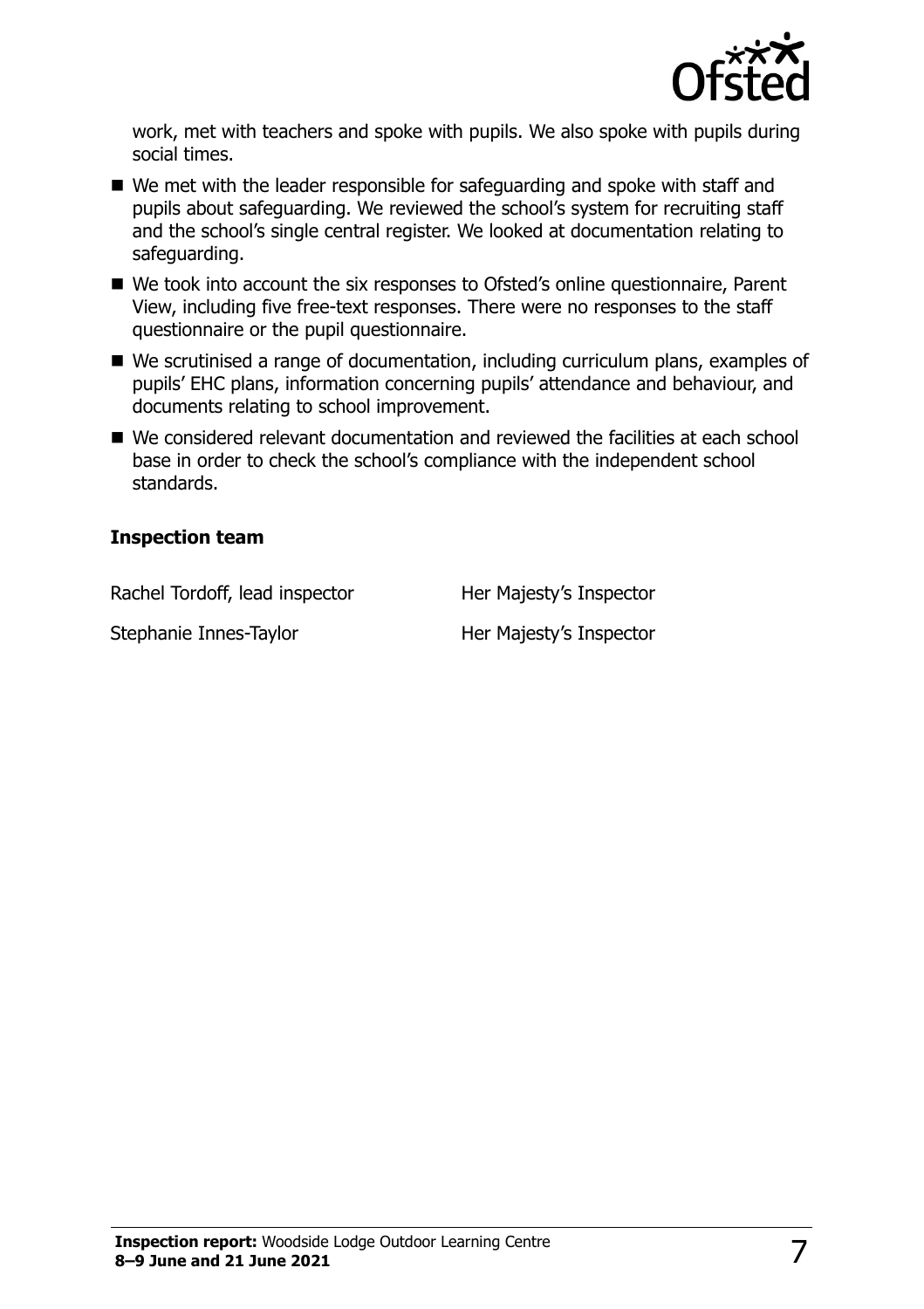work, met with teachers and spoke with pupils. We also spoke with pupils during social times.

- We met with the leader responsible for safeguarding and spoke with staff and pupils about safeguarding. We reviewed the school's system for recruiting staff and the school's single central register. We looked at documentation relating to safeguarding.
- We took into account the six responses to Ofsted's online questionnaire, Parent View, including five free-text responses. There were no responses to the staff questionnaire or the pupil questionnaire.
- We scrutinised a range of documentation, including curriculum plans, examples of pupils' EHC plans, information concerning pupils' attendance and behaviour, and documents relating to school improvement.
- We considered relevant documentation and reviewed the facilities at each school base in order to check the school's compliance with the independent school standards.

**Inspection team**

| | |
|---|---|
| Rachel Tordoff, lead inspector | Her Majesty's Inspector |
| Stephanie Innes-Taylor | Her Majesty's Inspector |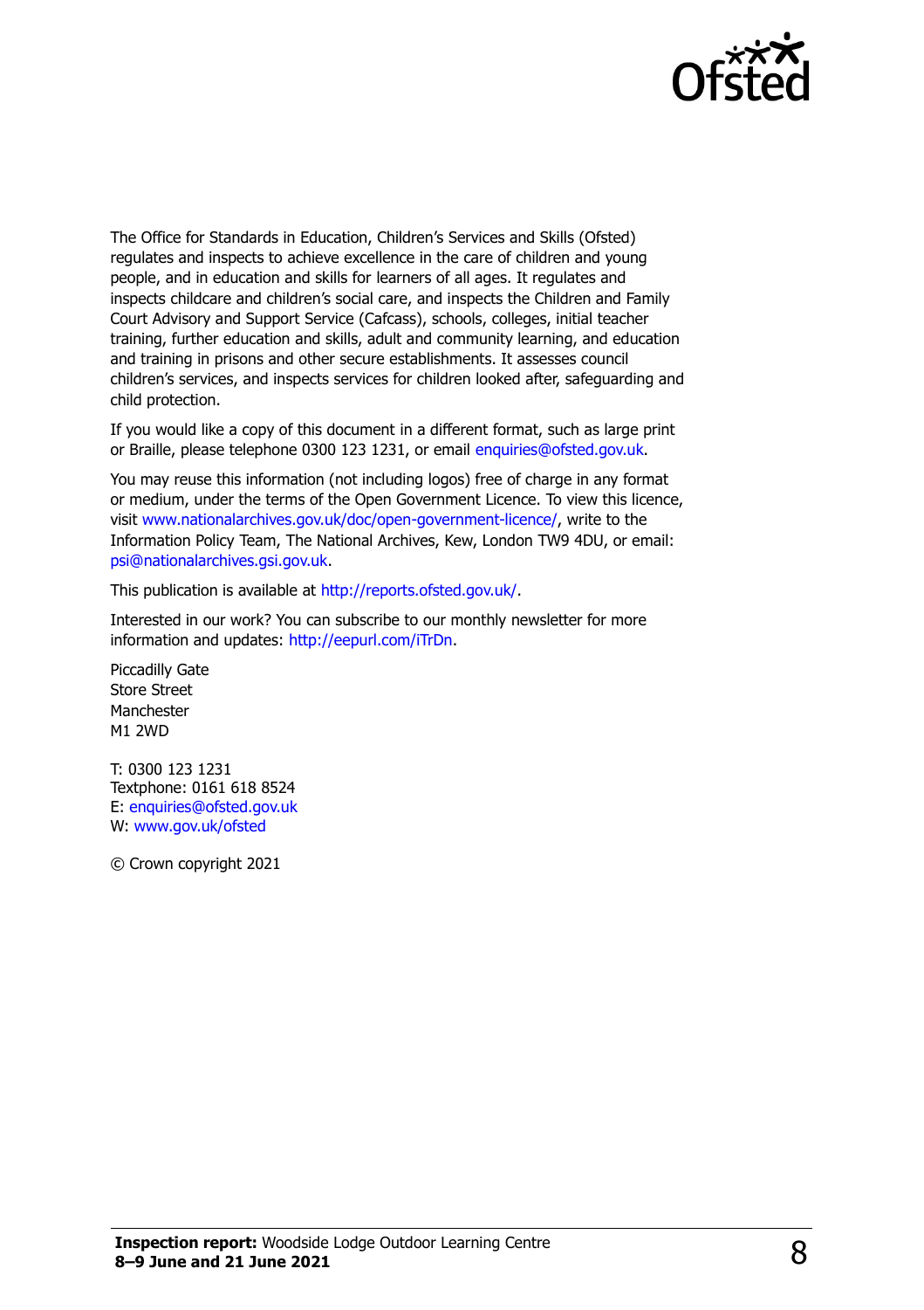The Office for Standards in Education, Children's Services and Skills (Ofsted) regulates and inspects to achieve excellence in the care of children and young people, and in education and skills for learners of all ages. It regulates and inspects childcare and children's social care, and inspects the Children and Family Court Advisory and Support Service (Cafcass), schools, colleges, initial teacher training, further education and skills, adult and community learning, and education and training in prisons and other secure establishments. It assesses council children's services, and inspects services for children looked after, safeguarding and child protection.

If you would like a copy of this document in a different format, such as large print or Braille, please telephone 0300 123 1231, or email enquiries@ofsted.gov.uk.

You may reuse this information (not including logos) free of charge in any format or medium, under the terms of the Open Government Licence. To view this licence, visit www.nationalarchives.gov.uk/doc/open-government-licence/, write to the Information Policy Team, The National Archives, Kew, London TW9 4DU, or email: psi@nationalarchives.gsi.gov.uk.

This publication is available at http://reports.ofsted.gov.uk/.

Interested in our work? You can subscribe to our monthly newsletter for more information and updates: http://eepurl.com/iTrDn.

Piccadilly Gate
Store Street
Manchester
M1 2WD

T: 0300 123 1231
Textphone: 0161 618 8524
E: enquiries@ofsted.gov.uk
W: www.gov.uk/ofsted

© Crown copyright 2021